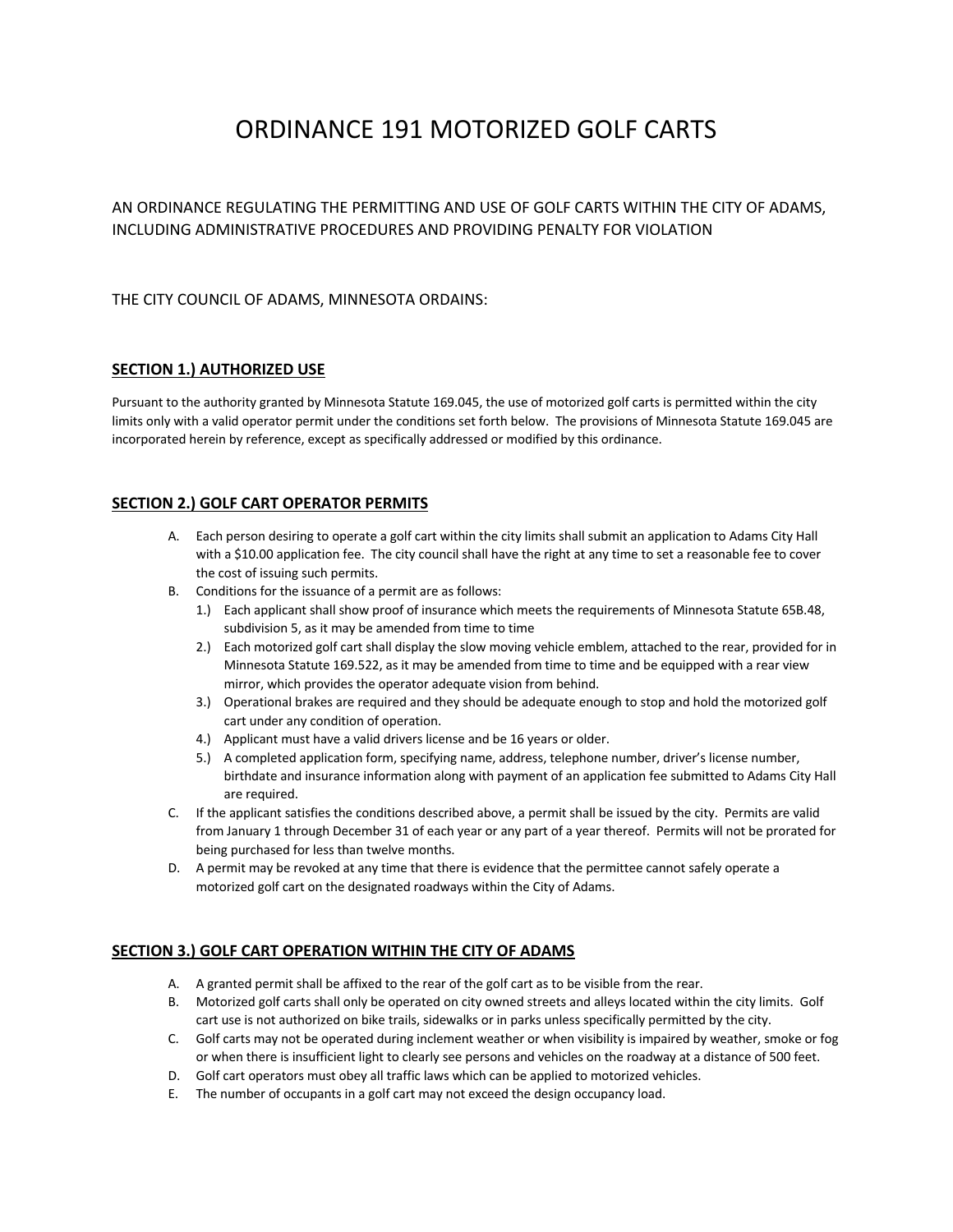# ORDINANCE 191 MOTORIZED GOLF CARTS

AN ORDINANCE REGULATING THE PERMITTING AND USE OF GOLF CARTS WITHIN THE CITY OF ADAMS, INCLUDING ADMINISTRATIVE PROCEDURES AND PROVIDING PENALTY FOR VIOLATION

THE CITY COUNCIL OF ADAMS, MINNESOTA ORDAINS:

## SECTION 1.) AUTHORIZED USE

Pursuant to the authority granted by Minnesota Statute 169.045, the use of motorized golf carts is permitted within the city limits only with a valid operator permit under the conditions set forth below. The provisions of Minnesota Statute 169.045 are incorporated herein by reference, except as specifically addressed or modified by this ordinance.

## SECTION 2.) GOLF CART OPERATOR PERMITS

A. Each person desiring to operate a golf cart within the city limits shall submit an application to Adams City Hall with a $10.00 application fee. The city council shall have the right at any time to set a reasonable fee to cover the cost of issuing such permits.

B. Conditions for the issuance of a permit are as follows:

   1.) Each applicant shall show proof of insurance which meets the requirements of Minnesota Statute 65B.48, subdivision 5, as it may be amended from time to time

   2.) Each motorized golf cart shall display the slow moving vehicle emblem, attached to the rear, provided for in Minnesota Statute 169.522, as it may be amended from time to time and be equipped with a rear view mirror, which provides the operator adequate vision from behind.

   3.) Operational brakes are required and they should be adequate enough to stop and hold the motorized golf cart under any condition of operation.

   4.) Applicant must have a valid drivers license and be 16 years or older.

   5.) A completed application form, specifying name, address, telephone number, driver's license number, birthdate and insurance information along with payment of an application fee submitted to Adams City Hall are required.

C. If the applicant satisfies the conditions described above, a permit shall be issued by the city. Permits are valid from January 1 through December 31 of each year or any part of a year thereof. Permits will not be prorated for being purchased for less than twelve months.

D. A permit may be revoked at any time that there is evidence that the permittee cannot safely operate a motorized golf cart on the designated roadways within the City of Adams.

## SECTION 3.) GOLF CART OPERATION WITHIN THE CITY OF ADAMS

A. A granted permit shall be affixed to the rear of the golf cart as to be visible from the rear.

B. Motorized golf carts shall only be operated on city owned streets and alleys located within the city limits. Golf cart use is not authorized on bike trails, sidewalks or in parks unless specifically permitted by the city.

C. Golf carts may not be operated during inclement weather or when visibility is impaired by weather, smoke or fog or when there is insufficient light to clearly see persons and vehicles on the roadway at a distance of 500 feet.

D. Golf cart operators must obey all traffic laws which can be applied to motorized vehicles.

E. The number of occupants in a golf cart may not exceed the design occupancy load.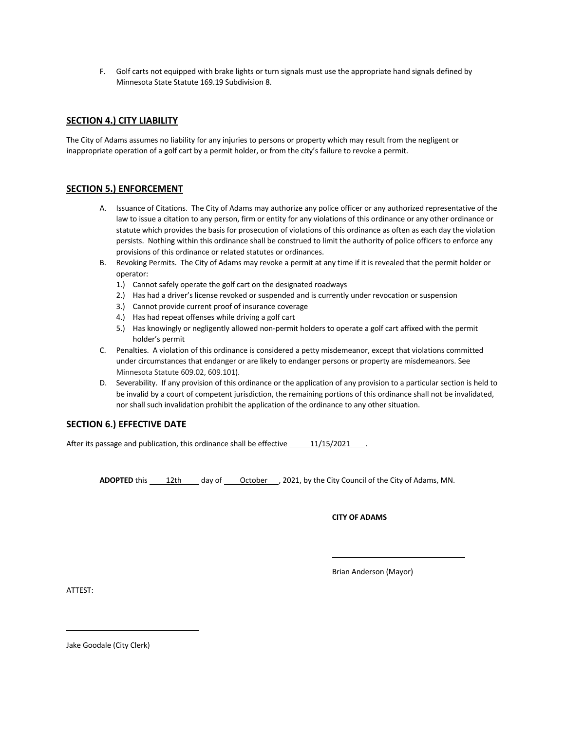F. Golf carts not equipped with brake lights or turn signals must use the appropriate hand signals defined by Minnesota State Statute 169.19 Subdivision 8.

## SECTION 4.) CITY LIABILITY

The City of Adams assumes no liability for any injuries to persons or property which may result from the negligent or inappropriate operation of a golf cart by a permit holder, or from the city's failure to revoke a permit.

## SECTION 5.) ENFORCEMENT

A. Issuance of Citations. The City of Adams may authorize any police officer or any authorized representative of the law to issue a citation to any person, firm or entity for any violations of this ordinance or any other ordinance or statute which provides the basis for prosecution of violations of this ordinance as often as each day the violation persists. Nothing within this ordinance shall be construed to limit the authority of police officers to enforce any provisions of this ordinance or related statutes or ordinances.

B. Revoking Permits. The City of Adams may revoke a permit at any time if it is revealed that the permit holder or operator:
   1.) Cannot safely operate the golf cart on the designated roadways
   2.) Has had a driver's license revoked or suspended and is currently under revocation or suspension
   3.) Cannot provide current proof of insurance coverage
   4.) Has had repeat offenses while driving a golf cart
   5.) Has knowingly or negligently allowed non-permit holders to operate a golf cart affixed with the permit holder's permit

C. Penalties. A violation of this ordinance is considered a petty misdemeanor, except that violations committed under circumstances that endanger or are likely to endanger persons or property are misdemeanors. See Minnesota Statute 609.02, 609.101).

D. Severability. If any provision of this ordinance or the application of any provision to a particular section is held to be invalid by a court of competent jurisdiction, the remaining portions of this ordinance shall not be invalidated, nor shall such invalidation prohibit the application of the ordinance to any other situation.

## SECTION 6.) EFFECTIVE DATE

After its passage and publication, this ordinance shall be effective 11/15/2021.

**ADOPTED** this 12th day of October, 2021, by the City Council of the City of Adams, MN.

**CITY OF ADAMS**

\_\_\_\_\_\_\_\_\_\_\_\_\_\_\_\_\_\_\_\_\_\_\_\_\_\_\_\_\_\_

Brian Anderson (Mayor)

ATTEST:

\_\_\_\_\_\_\_\_\_\_\_\_\_\_\_\_\_\_\_\_\_\_\_\_\_\_\_\_\_\_

Jake Goodale (City Clerk)